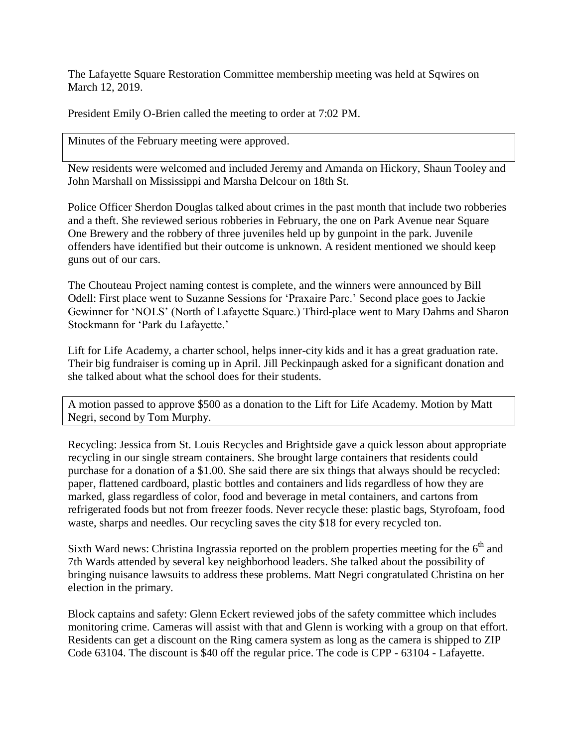The Lafayette Square Restoration Committee membership meeting was held at Sqwires on March 12, 2019.

President Emily O-Brien called the meeting to order at 7:02 PM.

Minutes of the February meeting were approved.

New residents were welcomed and included Jeremy and Amanda on Hickory, Shaun Tooley and John Marshall on Mississippi and Marsha Delcour on 18th St.

Police Officer Sherdon Douglas talked about crimes in the past month that include two robberies and a theft. She reviewed serious robberies in February, the one on Park Avenue near Square One Brewery and the robbery of three juveniles held up by gunpoint in the park. Juvenile offenders have identified but their outcome is unknown. A resident mentioned we should keep guns out of our cars.

The Chouteau Project naming contest is complete, and the winners were announced by Bill Odell: First place went to Suzanne Sessions for 'Praxaire Parc.' Second place goes to Jackie Gewinner for 'NOLS' (North of Lafayette Square.) Third-place went to Mary Dahms and Sharon Stockmann for 'Park du Lafayette.'

Lift for Life Academy, a charter school, helps inner-city kids and it has a great graduation rate. Their big fundraiser is coming up in April. Jill Peckinpaugh asked for a significant donation and she talked about what the school does for their students.

A motion passed to approve $500 as a donation to the Lift for Life Academy. Motion by Matt Negri, second by Tom Murphy.

Recycling: Jessica from St. Louis Recycles and Brightside gave a quick lesson about appropriate recycling in our single stream containers. She brought large containers that residents could purchase for a donation of a $1.00. She said there are six things that always should be recycled: paper, flattened cardboard, plastic bottles and containers and lids regardless of how they are marked, glass regardless of color, food and beverage in metal containers, and cartons from refrigerated foods but not from freezer foods. Never recycle these: plastic bags, Styrofoam, food waste, sharps and needles. Our recycling saves the city $18 for every recycled ton.

Sixth Ward news: Christina Ingrassia reported on the problem properties meeting for the 6th and 7th Wards attended by several key neighborhood leaders. She talked about the possibility of bringing nuisance lawsuits to address these problems. Matt Negri congratulated Christina on her election in the primary.

Block captains and safety: Glenn Eckert reviewed jobs of the safety committee which includes monitoring crime. Cameras will assist with that and Glenn is working with a group on that effort. Residents can get a discount on the Ring camera system as long as the camera is shipped to ZIP Code 63104. The discount is $40 off the regular price. The code is CPP - 63104 - Lafayette.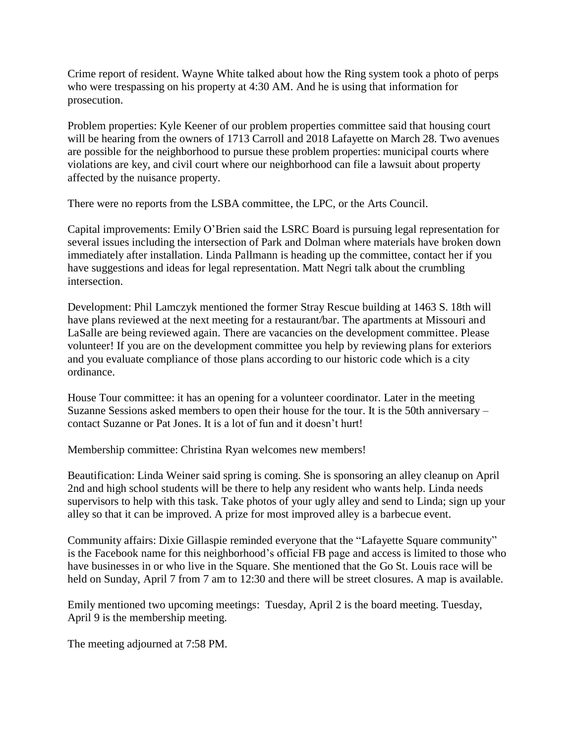Crime report of resident. Wayne White talked about how the Ring system took a photo of perps who were trespassing on his property at 4:30 AM. And he is using that information for prosecution.

Problem properties: Kyle Keener of our problem properties committee said that housing court will be hearing from the owners of 1713 Carroll and 2018 Lafayette on March 28. Two avenues are possible for the neighborhood to pursue these problem properties: municipal courts where violations are key, and civil court where our neighborhood can file a lawsuit about property affected by the nuisance property.

There were no reports from the LSBA committee, the LPC, or the Arts Council.

Capital improvements: Emily O'Brien said the LSRC Board is pursuing legal representation for several issues including the intersection of Park and Dolman where materials have broken down immediately after installation. Linda Pallmann is heading up the committee, contact her if you have suggestions and ideas for legal representation. Matt Negri talk about the crumbling intersection.

Development: Phil Lamczyk mentioned the former Stray Rescue building at 1463 S. 18th will have plans reviewed at the next meeting for a restaurant/bar. The apartments at Missouri and LaSalle are being reviewed again. There are vacancies on the development committee. Please volunteer! If you are on the development committee you help by reviewing plans for exteriors and you evaluate compliance of those plans according to our historic code which is a city ordinance.

House Tour committee: it has an opening for a volunteer coordinator. Later in the meeting Suzanne Sessions asked members to open their house for the tour. It is the 50th anniversary – contact Suzanne or Pat Jones. It is a lot of fun and it doesn't hurt!

Membership committee: Christina Ryan welcomes new members!

Beautification: Linda Weiner said spring is coming. She is sponsoring an alley cleanup on April 2nd and high school students will be there to help any resident who wants help. Linda needs supervisors to help with this task. Take photos of your ugly alley and send to Linda; sign up your alley so that it can be improved. A prize for most improved alley is a barbecue event.

Community affairs: Dixie Gillaspie reminded everyone that the "Lafayette Square community" is the Facebook name for this neighborhood's official FB page and access is limited to those who have businesses in or who live in the Square. She mentioned that the Go St. Louis race will be held on Sunday, April 7 from 7 am to 12:30 and there will be street closures. A map is available.

Emily mentioned two upcoming meetings: Tuesday, April 2 is the board meeting. Tuesday, April 9 is the membership meeting.

The meeting adjourned at 7:58 PM.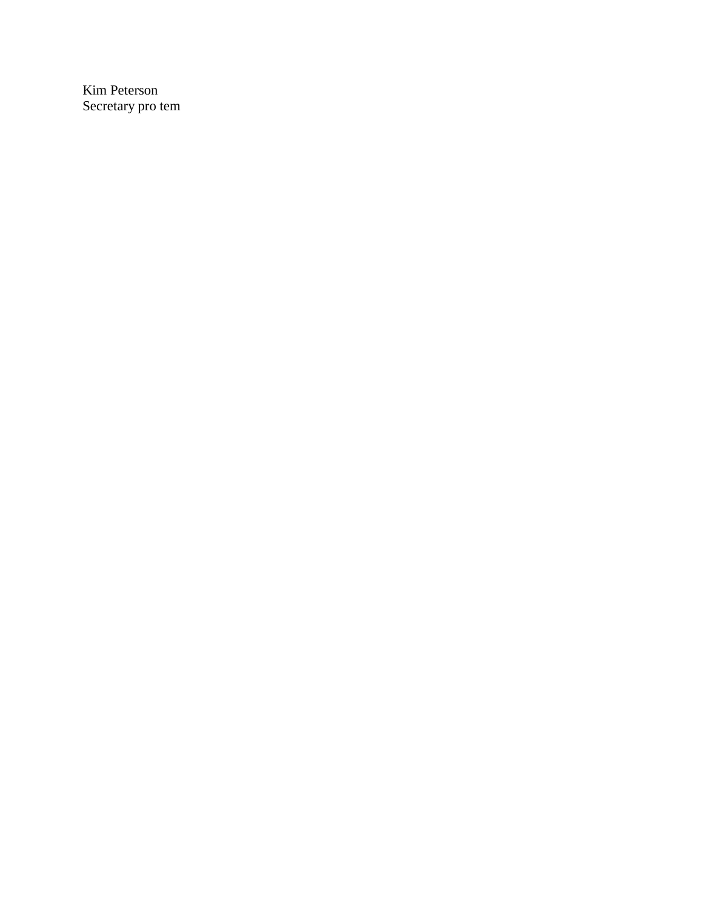Kim Peterson  
Secretary pro tem